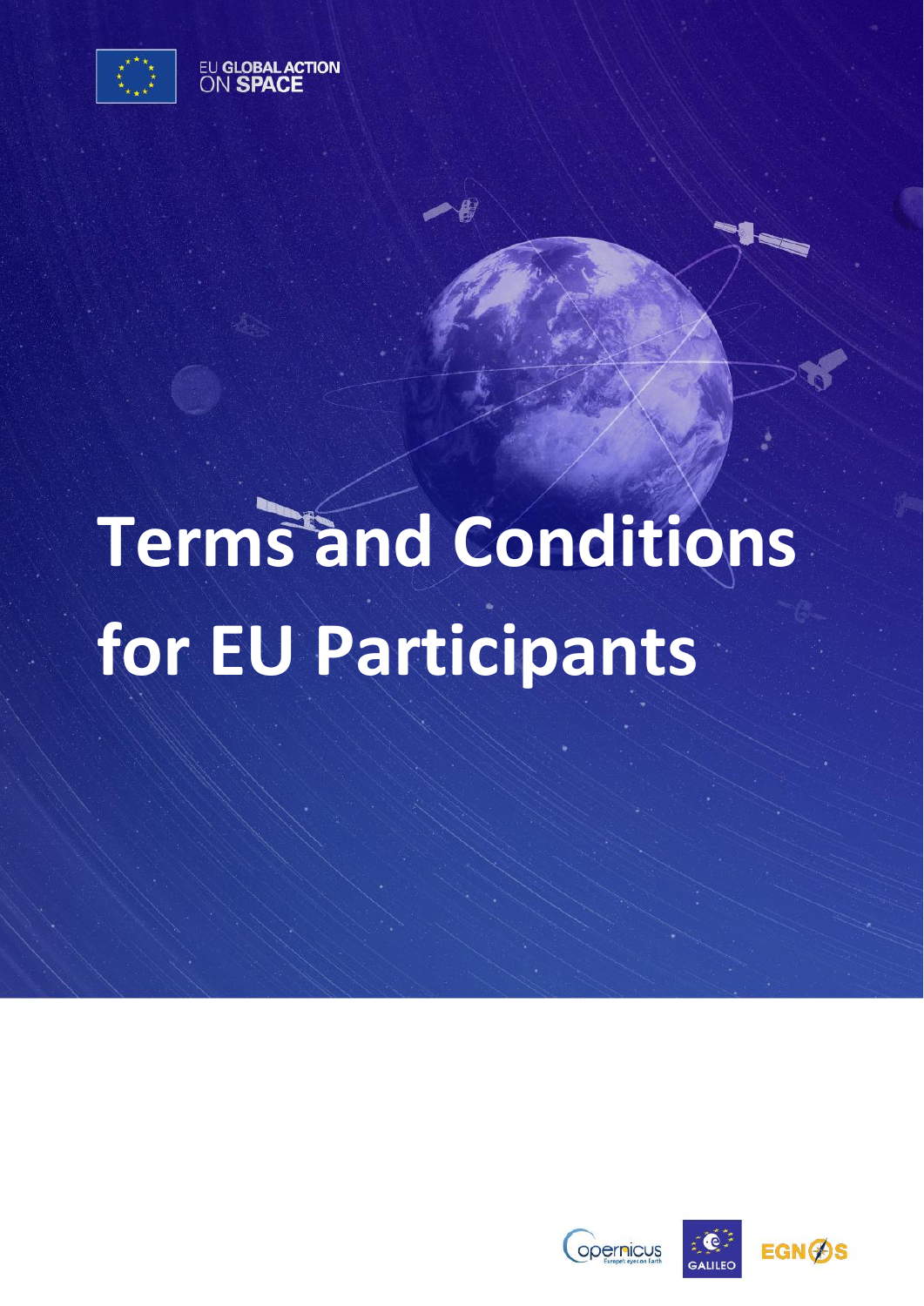EU GLOBAL ACTION ON SPACE

# Terms and Conditions for EU Participants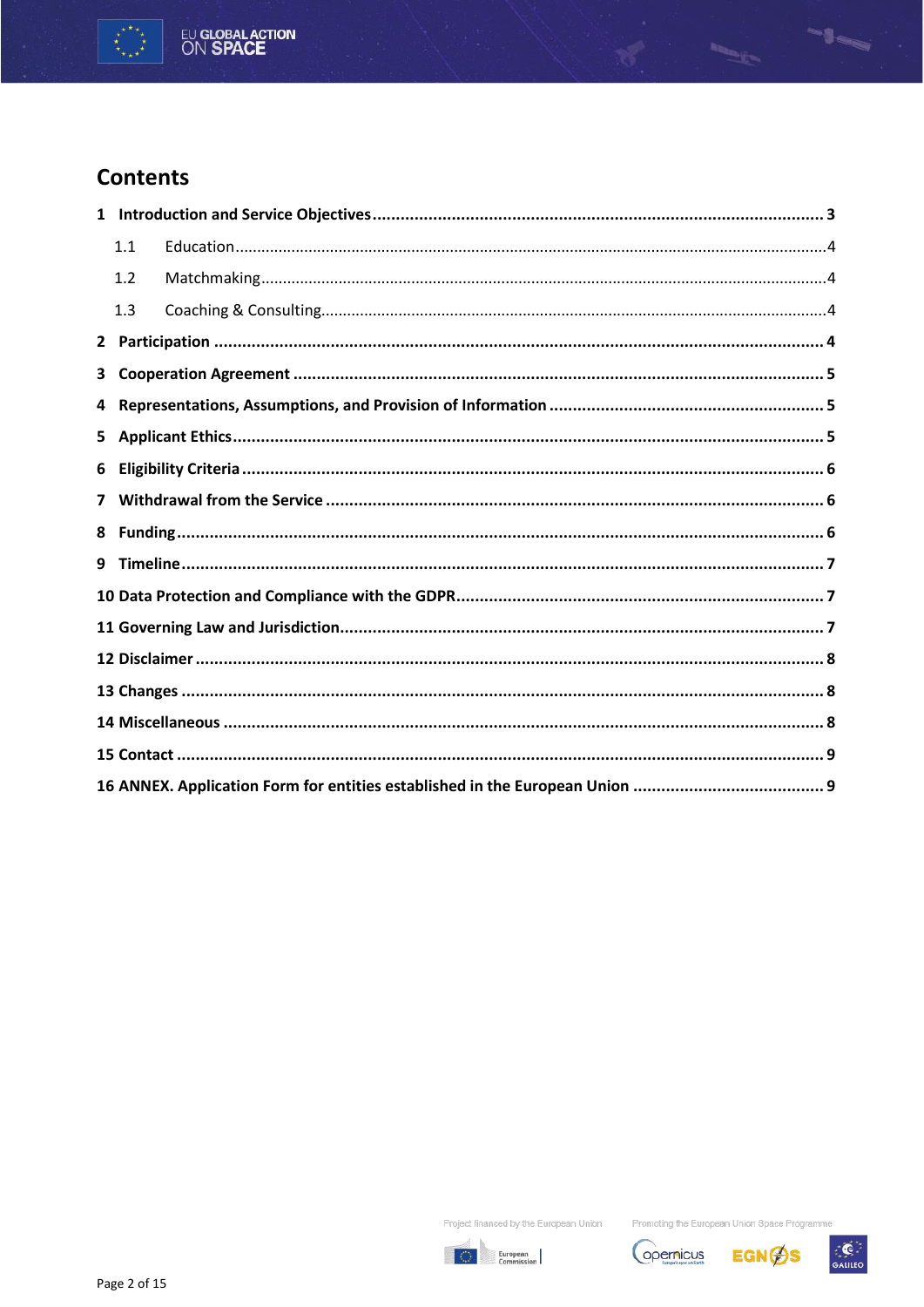# Contents

1 Introduction and Service Objectives ... 3

- 1.1 Education ... 4
- 1.2 Matchmaking ... 4
- 1.3 Coaching & Consulting ... 4

2 Participation ... 4

3 Cooperation Agreement ... 5

4 Representations, Assumptions, and Provision of Information ... 5

5 Applicant Ethics ... 5

6 Eligibility Criteria ... 6

7 Withdrawal from the Service ... 6

8 Funding ... 6

9 Timeline ... 7

10 Data Protection and Compliance with the GDPR ... 7

11 Governing Law and Jurisdiction ... 7

12 Disclaimer ... 8

13 Changes ... 8

14 Miscellaneous ... 8

15 Contact ... 9

16 ANNEX. Application Form for entities established in the European Union ... 9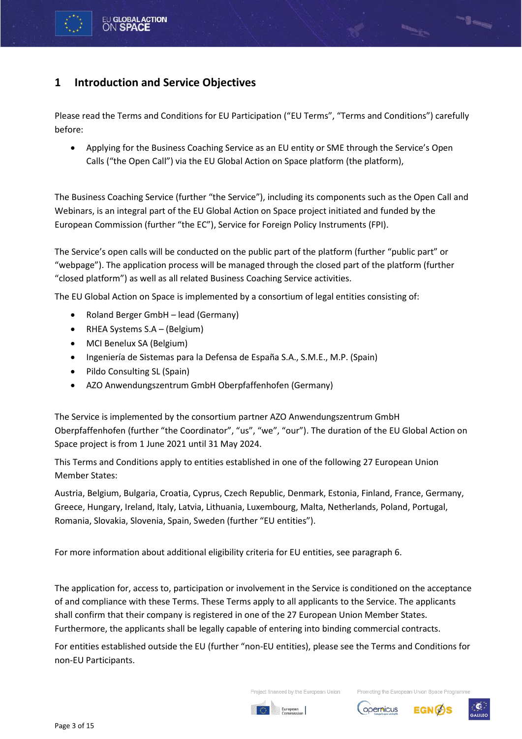# 1 Introduction and Service Objectives

Please read the Terms and Conditions for EU Participation ("EU Terms", "Terms and Conditions") carefully before:

- Applying for the Business Coaching Service as an EU entity or SME through the Service's Open Calls ("the Open Call") via the EU Global Action on Space platform (the platform),

The Business Coaching Service (further "the Service"), including its components such as the Open Call and Webinars, is an integral part of the EU Global Action on Space project initiated and funded by the European Commission (further "the EC"), Service for Foreign Policy Instruments (FPI).

The Service's open calls will be conducted on the public part of the platform (further "public part" or "webpage"). The application process will be managed through the closed part of the platform (further "closed platform") as well as all related Business Coaching Service activities.

The EU Global Action on Space is implemented by a consortium of legal entities consisting of:

- Roland Berger GmbH – lead (Germany)
- RHEA Systems S.A – (Belgium)
- MCI Benelux SA (Belgium)
- Ingeniería de Sistemas para la Defensa de España S.A., S.M.E., M.P. (Spain)
- Pildo Consulting SL (Spain)
- AZO Anwendungszentrum GmbH Oberpfaffenhofen (Germany)

The Service is implemented by the consortium partner AZO Anwendungszentrum GmbH Oberpfaffenhofen (further "the Coordinator", "us", "we", "our"). The duration of the EU Global Action on Space project is from 1 June 2021 until 31 May 2024.

This Terms and Conditions apply to entities established in one of the following 27 European Union Member States:

Austria, Belgium, Bulgaria, Croatia, Cyprus, Czech Republic, Denmark, Estonia, Finland, France, Germany, Greece, Hungary, Ireland, Italy, Latvia, Lithuania, Luxembourg, Malta, Netherlands, Poland, Portugal, Romania, Slovakia, Slovenia, Spain, Sweden (further "EU entities").

For more information about additional eligibility criteria for EU entities, see paragraph 6.

The application for, access to, participation or involvement in the Service is conditioned on the acceptance of and compliance with these Terms. These Terms apply to all applicants to the Service. The applicants shall confirm that their company is registered in one of the 27 European Union Member States. Furthermore, the applicants shall be legally capable of entering into binding commercial contracts.

For entities established outside the EU (further "non-EU entities), please see the Terms and Conditions for non-EU Participants.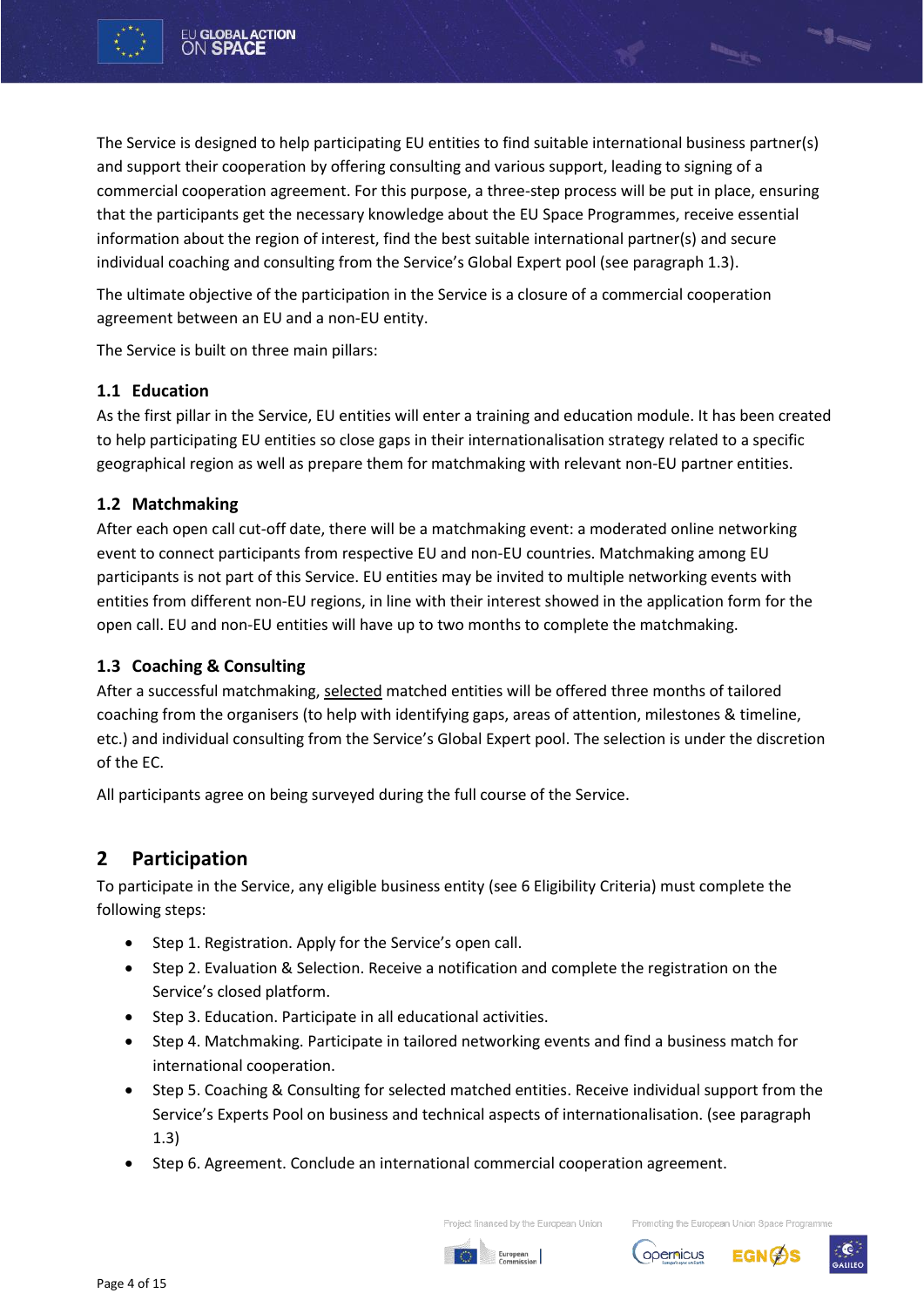The Service is designed to help participating EU entities to find suitable international business partner(s) and support their cooperation by offering consulting and various support, leading to signing of a commercial cooperation agreement. For this purpose, a three-step process will be put in place, ensuring that the participants get the necessary knowledge about the EU Space Programmes, receive essential information about the region of interest, find the best suitable international partner(s) and secure individual coaching and consulting from the Service's Global Expert pool (see paragraph 1.3).

The ultimate objective of the participation in the Service is a closure of a commercial cooperation agreement between an EU and a non-EU entity.

The Service is built on three main pillars:

### 1.1 Education

As the first pillar in the Service, EU entities will enter a training and education module. It has been created to help participating EU entities so close gaps in their internationalisation strategy related to a specific geographical region as well as prepare them for matchmaking with relevant non-EU partner entities.

### 1.2 Matchmaking

After each open call cut-off date, there will be a matchmaking event: a moderated online networking event to connect participants from respective EU and non-EU countries. Matchmaking among EU participants is not part of this Service. EU entities may be invited to multiple networking events with entities from different non-EU regions, in line with their interest showed in the application form for the open call. EU and non-EU entities will have up to two months to complete the matchmaking.

### 1.3 Coaching & Consulting

After a successful matchmaking, <u>selected</u> matched entities will be offered three months of tailored coaching from the organisers (to help with identifying gaps, areas of attention, milestones & timeline, etc.) and individual consulting from the Service's Global Expert pool. The selection is under the discretion of the EC.

All participants agree on being surveyed during the full course of the Service.

## 2 Participation

To participate in the Service, any eligible business entity (see 6 Eligibility Criteria) must complete the following steps:

- Step 1. Registration. Apply for the Service's open call.
- Step 2. Evaluation & Selection. Receive a notification and complete the registration on the Service's closed platform.
- Step 3. Education. Participate in all educational activities.
- Step 4. Matchmaking. Participate in tailored networking events and find a business match for international cooperation.
- Step 5. Coaching & Consulting for selected matched entities. Receive individual support from the Service's Experts Pool on business and technical aspects of internationalisation. (see paragraph 1.3)
- Step 6. Agreement. Conclude an international commercial cooperation agreement.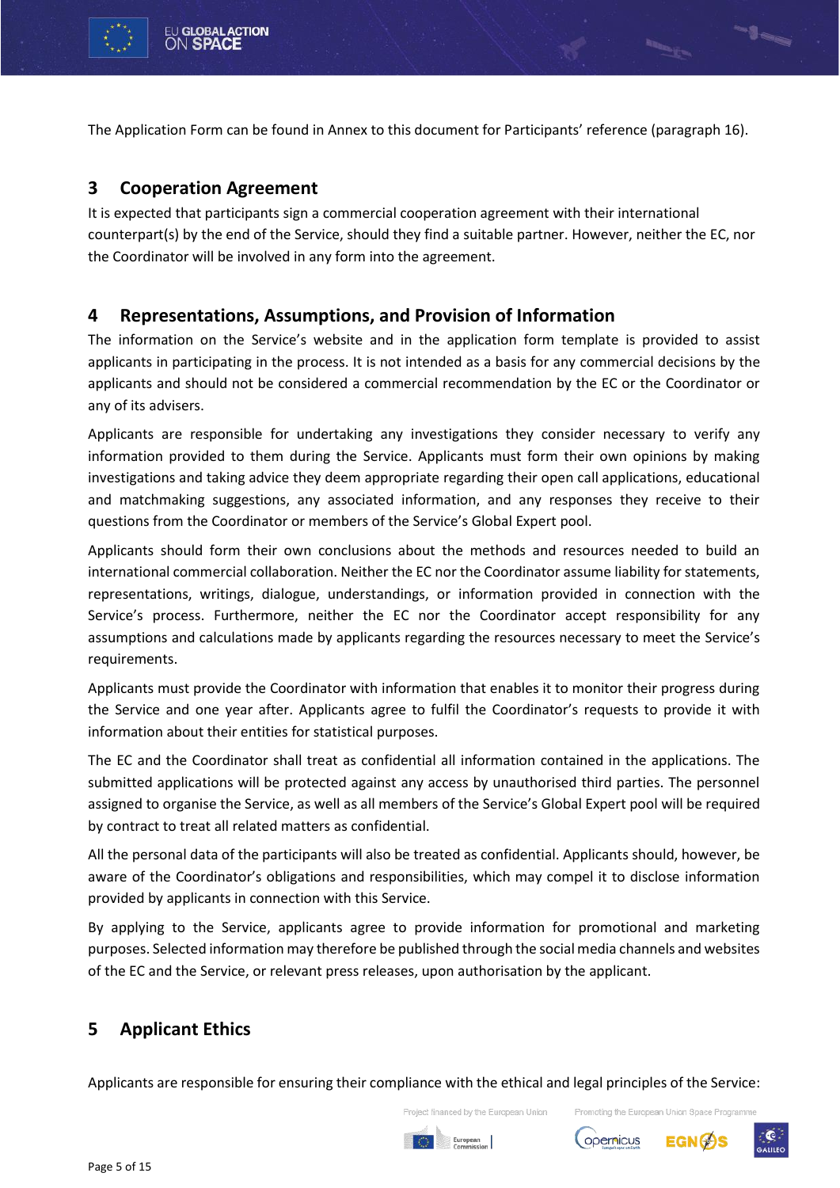The Application Form can be found in Annex to this document for Participants' reference (paragraph 16).

## 3 Cooperation Agreement

It is expected that participants sign a commercial cooperation agreement with their international counterpart(s) by the end of the Service, should they find a suitable partner. However, neither the EC, nor the Coordinator will be involved in any form into the agreement.

## 4 Representations, Assumptions, and Provision of Information

The information on the Service's website and in the application form template is provided to assist applicants in participating in the process. It is not intended as a basis for any commercial decisions by the applicants and should not be considered a commercial recommendation by the EC or the Coordinator or any of its advisers.

Applicants are responsible for undertaking any investigations they consider necessary to verify any information provided to them during the Service. Applicants must form their own opinions by making investigations and taking advice they deem appropriate regarding their open call applications, educational and matchmaking suggestions, any associated information, and any responses they receive to their questions from the Coordinator or members of the Service's Global Expert pool.

Applicants should form their own conclusions about the methods and resources needed to build an international commercial collaboration. Neither the EC nor the Coordinator assume liability for statements, representations, writings, dialogue, understandings, or information provided in connection with the Service's process. Furthermore, neither the EC nor the Coordinator accept responsibility for any assumptions and calculations made by applicants regarding the resources necessary to meet the Service's requirements.

Applicants must provide the Coordinator with information that enables it to monitor their progress during the Service and one year after. Applicants agree to fulfil the Coordinator's requests to provide it with information about their entities for statistical purposes.

The EC and the Coordinator shall treat as confidential all information contained in the applications. The submitted applications will be protected against any access by unauthorised third parties. The personnel assigned to organise the Service, as well as all members of the Service's Global Expert pool will be required by contract to treat all related matters as confidential.

All the personal data of the participants will also be treated as confidential. Applicants should, however, be aware of the Coordinator's obligations and responsibilities, which may compel it to disclose information provided by applicants in connection with this Service.

By applying to the Service, applicants agree to provide information for promotional and marketing purposes. Selected information may therefore be published through the social media channels and websites of the EC and the Service, or relevant press releases, upon authorisation by the applicant.

## 5 Applicant Ethics

Applicants are responsible for ensuring their compliance with the ethical and legal principles of the Service: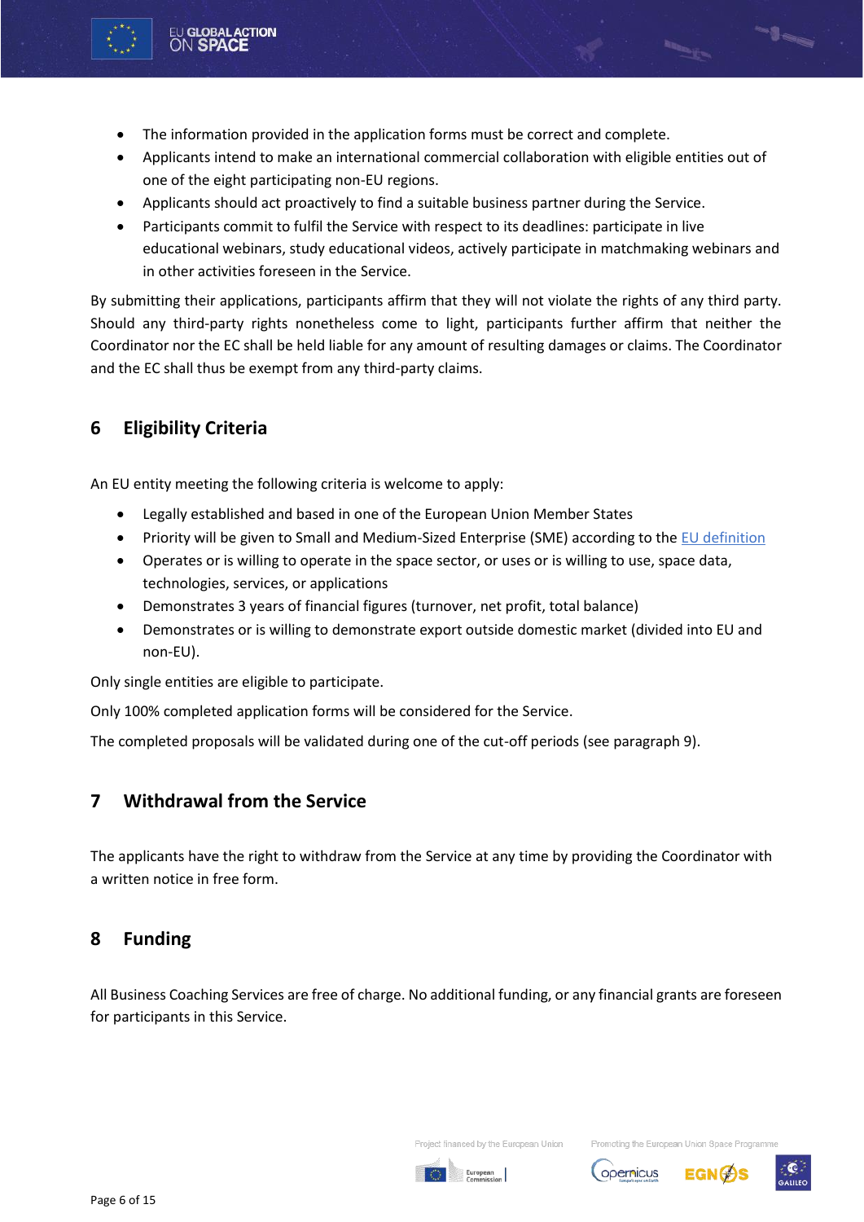- The information provided in the application forms must be correct and complete.
- Applicants intend to make an international commercial collaboration with eligible entities out of one of the eight participating non-EU regions.
- Applicants should act proactively to find a suitable business partner during the Service.
- Participants commit to fulfil the Service with respect to its deadlines: participate in live educational webinars, study educational videos, actively participate in matchmaking webinars and in other activities foreseen in the Service.

By submitting their applications, participants affirm that they will not violate the rights of any third party. Should any third-party rights nonetheless come to light, participants further affirm that neither the Coordinator nor the EC shall be held liable for any amount of resulting damages or claims. The Coordinator and the EC shall thus be exempt from any third-party claims.

## 6 Eligibility Criteria

An EU entity meeting the following criteria is welcome to apply:

- Legally established and based in one of the European Union Member States
- Priority will be given to Small and Medium-Sized Enterprise (SME) according to the EU definition
- Operates or is willing to operate in the space sector, or uses or is willing to use, space data, technologies, services, or applications
- Demonstrates 3 years of financial figures (turnover, net profit, total balance)
- Demonstrates or is willing to demonstrate export outside domestic market (divided into EU and non-EU).

Only single entities are eligible to participate.

Only 100% completed application forms will be considered for the Service.

The completed proposals will be validated during one of the cut-off periods (see paragraph 9).

## 7 Withdrawal from the Service

The applicants have the right to withdraw from the Service at any time by providing the Coordinator with a written notice in free form.

## 8 Funding

All Business Coaching Services are free of charge. No additional funding, or any financial grants are foreseen for participants in this Service.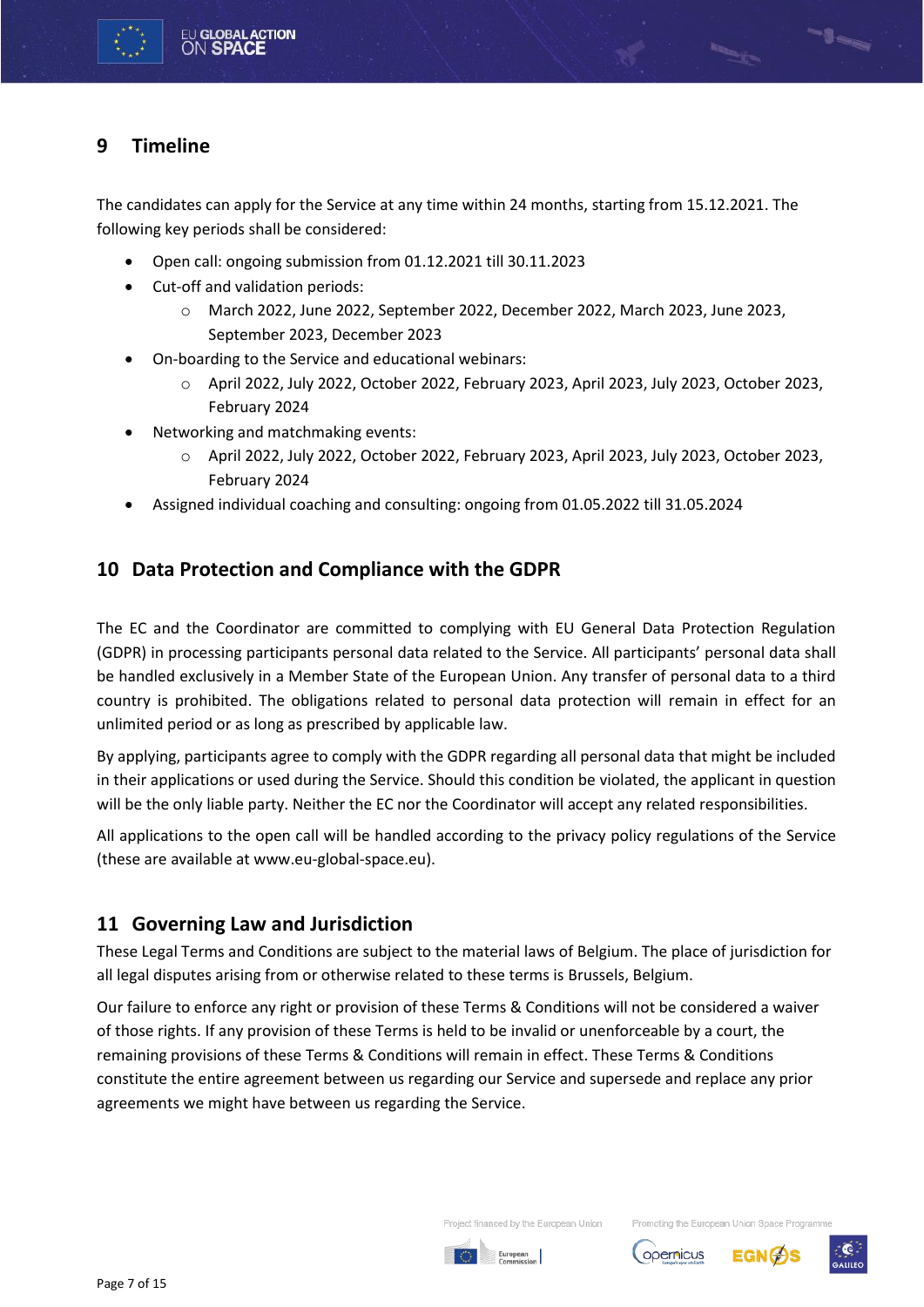## 9 Timeline

The candidates can apply for the Service at any time within 24 months, starting from 15.12.2021. The following key periods shall be considered:

- Open call: ongoing submission from 01.12.2021 till 30.11.2023
- Cut-off and validation periods:
  - March 2022, June 2022, September 2022, December 2022, March 2023, June 2023, September 2023, December 2023
- On-boarding to the Service and educational webinars:
  - April 2022, July 2022, October 2022, February 2023, April 2023, July 2023, October 2023, February 2024
- Networking and matchmaking events:
  - April 2022, July 2022, October 2022, February 2023, April 2023, July 2023, October 2023, February 2024
- Assigned individual coaching and consulting: ongoing from 01.05.2022 till 31.05.2024

## 10 Data Protection and Compliance with the GDPR

The EC and the Coordinator are committed to complying with EU General Data Protection Regulation (GDPR) in processing participants personal data related to the Service. All participants' personal data shall be handled exclusively in a Member State of the European Union. Any transfer of personal data to a third country is prohibited. The obligations related to personal data protection will remain in effect for an unlimited period or as long as prescribed by applicable law.

By applying, participants agree to comply with the GDPR regarding all personal data that might be included in their applications or used during the Service. Should this condition be violated, the applicant in question will be the only liable party. Neither the EC nor the Coordinator will accept any related responsibilities.

All applications to the open call will be handled according to the privacy policy regulations of the Service (these are available at www.eu-global-space.eu).

## 11 Governing Law and Jurisdiction

These Legal Terms and Conditions are subject to the material laws of Belgium. The place of jurisdiction for all legal disputes arising from or otherwise related to these terms is Brussels, Belgium.

Our failure to enforce any right or provision of these Terms & Conditions will not be considered a waiver of those rights. If any provision of these Terms is held to be invalid or unenforceable by a court, the remaining provisions of these Terms & Conditions will remain in effect. These Terms & Conditions constitute the entire agreement between us regarding our Service and supersede and replace any prior agreements we might have between us regarding the Service.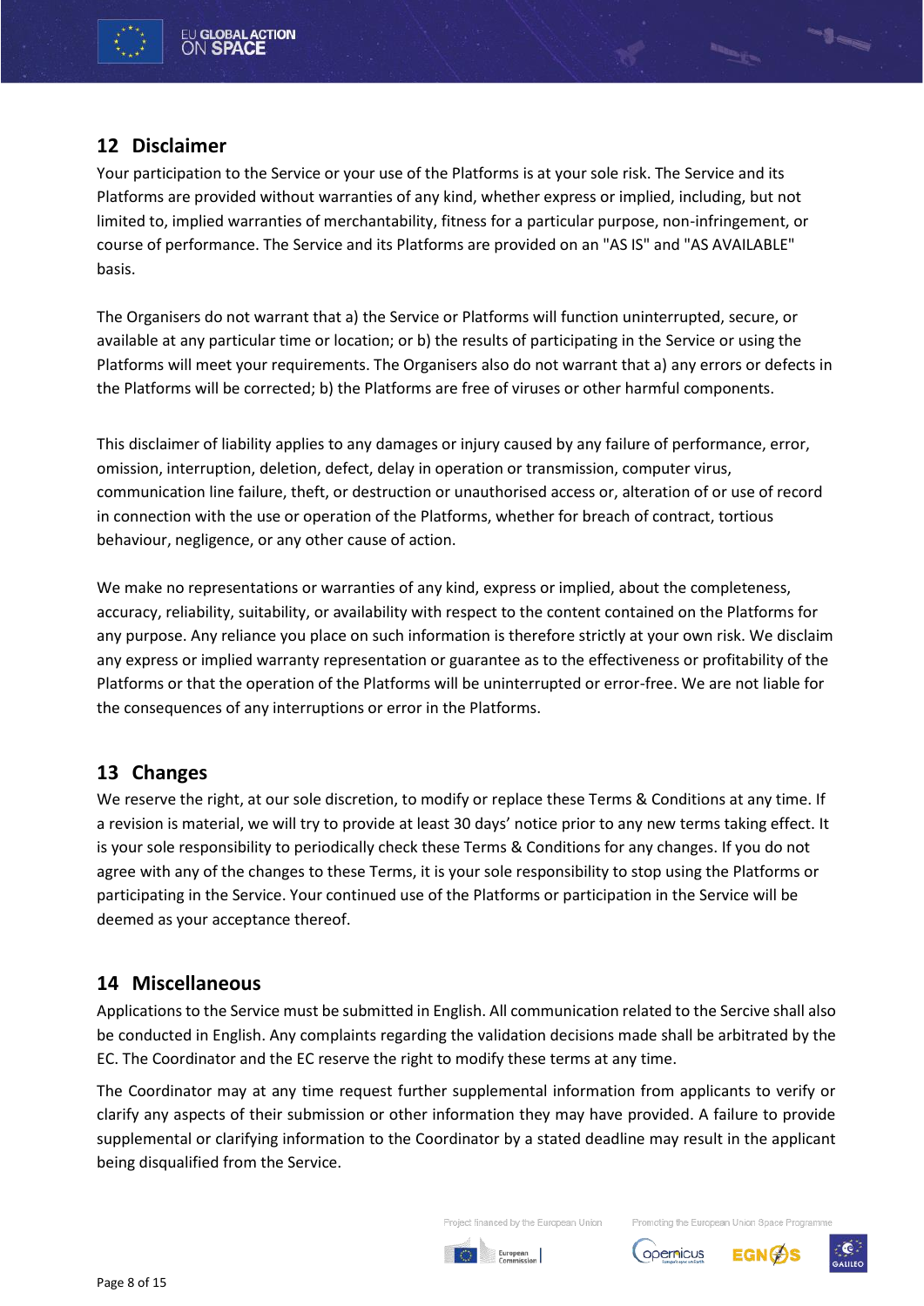## 12 Disclaimer

Your participation to the Service or your use of the Platforms is at your sole risk. The Service and its Platforms are provided without warranties of any kind, whether express or implied, including, but not limited to, implied warranties of merchantability, fitness for a particular purpose, non-infringement, or course of performance. The Service and its Platforms are provided on an "AS IS" and "AS AVAILABLE" basis.

The Organisers do not warrant that a) the Service or Platforms will function uninterrupted, secure, or available at any particular time or location; or b) the results of participating in the Service or using the Platforms will meet your requirements. The Organisers also do not warrant that a) any errors or defects in the Platforms will be corrected; b) the Platforms are free of viruses or other harmful components.

This disclaimer of liability applies to any damages or injury caused by any failure of performance, error, omission, interruption, deletion, defect, delay in operation or transmission, computer virus, communication line failure, theft, or destruction or unauthorised access or, alteration of or use of record in connection with the use or operation of the Platforms, whether for breach of contract, tortious behaviour, negligence, or any other cause of action.

We make no representations or warranties of any kind, express or implied, about the completeness, accuracy, reliability, suitability, or availability with respect to the content contained on the Platforms for any purpose. Any reliance you place on such information is therefore strictly at your own risk. We disclaim any express or implied warranty representation or guarantee as to the effectiveness or profitability of the Platforms or that the operation of the Platforms will be uninterrupted or error-free. We are not liable for the consequences of any interruptions or error in the Platforms.

## 13 Changes

We reserve the right, at our sole discretion, to modify or replace these Terms & Conditions at any time. If a revision is material, we will try to provide at least 30 days' notice prior to any new terms taking effect. It is your sole responsibility to periodically check these Terms & Conditions for any changes. If you do not agree with any of the changes to these Terms, it is your sole responsibility to stop using the Platforms or participating in the Service. Your continued use of the Platforms or participation in the Service will be deemed as your acceptance thereof.

## 14 Miscellaneous

Applications to the Service must be submitted in English. All communication related to the Sercive shall also be conducted in English. Any complaints regarding the validation decisions made shall be arbitrated by the EC. The Coordinator and the EC reserve the right to modify these terms at any time.

The Coordinator may at any time request further supplemental information from applicants to verify or clarify any aspects of their submission or other information they may have provided. A failure to provide supplemental or clarifying information to the Coordinator by a stated deadline may result in the applicant being disqualified from the Service.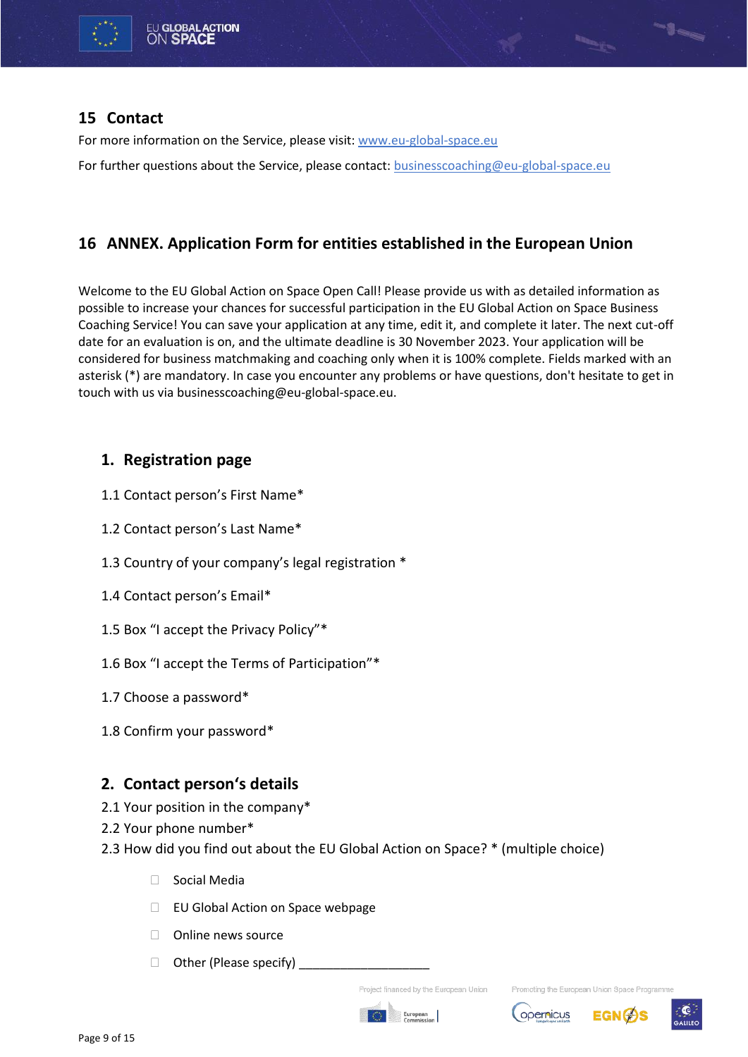## 15 Contact

For more information on the Service, please visit: [www.eu-global-space.eu](www.eu-global-space.eu)

For further questions about the Service, please contact: [businesscoaching@eu-global-space.eu](mailto:businesscoaching@eu-global-space.eu)

## 16 ANNEX. Application Form for entities established in the European Union

Welcome to the EU Global Action on Space Open Call! Please provide us with as detailed information as possible to increase your chances for successful participation in the EU Global Action on Space Business Coaching Service! You can save your application at any time, edit it, and complete it later. The next cut-off date for an evaluation is on, and the ultimate deadline is 30 November 2023. Your application will be considered for business matchmaking and coaching only when it is 100% complete. Fields marked with an asterisk (*) are mandatory. In case you encounter any problems or have questions, don't hesitate to get in touch with us via businesscoaching@eu-global-space.eu.

### 1. Registration page

1.1 Contact person's First Name*

1.2 Contact person's Last Name*

1.3 Country of your company's legal registration *

1.4 Contact person's Email*

1.5 Box "I accept the Privacy Policy"*

1.6 Box "I accept the Terms of Participation"*

1.7 Choose a password*

1.8 Confirm your password*

### 2. Contact person's details

2.1 Your position in the company*

2.2 Your phone number*

2.3 How did you find out about the EU Global Action on Space? * (multiple choice)

- ☐ Social Media
- ☐ EU Global Action on Space webpage
- ☐ Online news source
- ☐ Other (Please specify) ____________________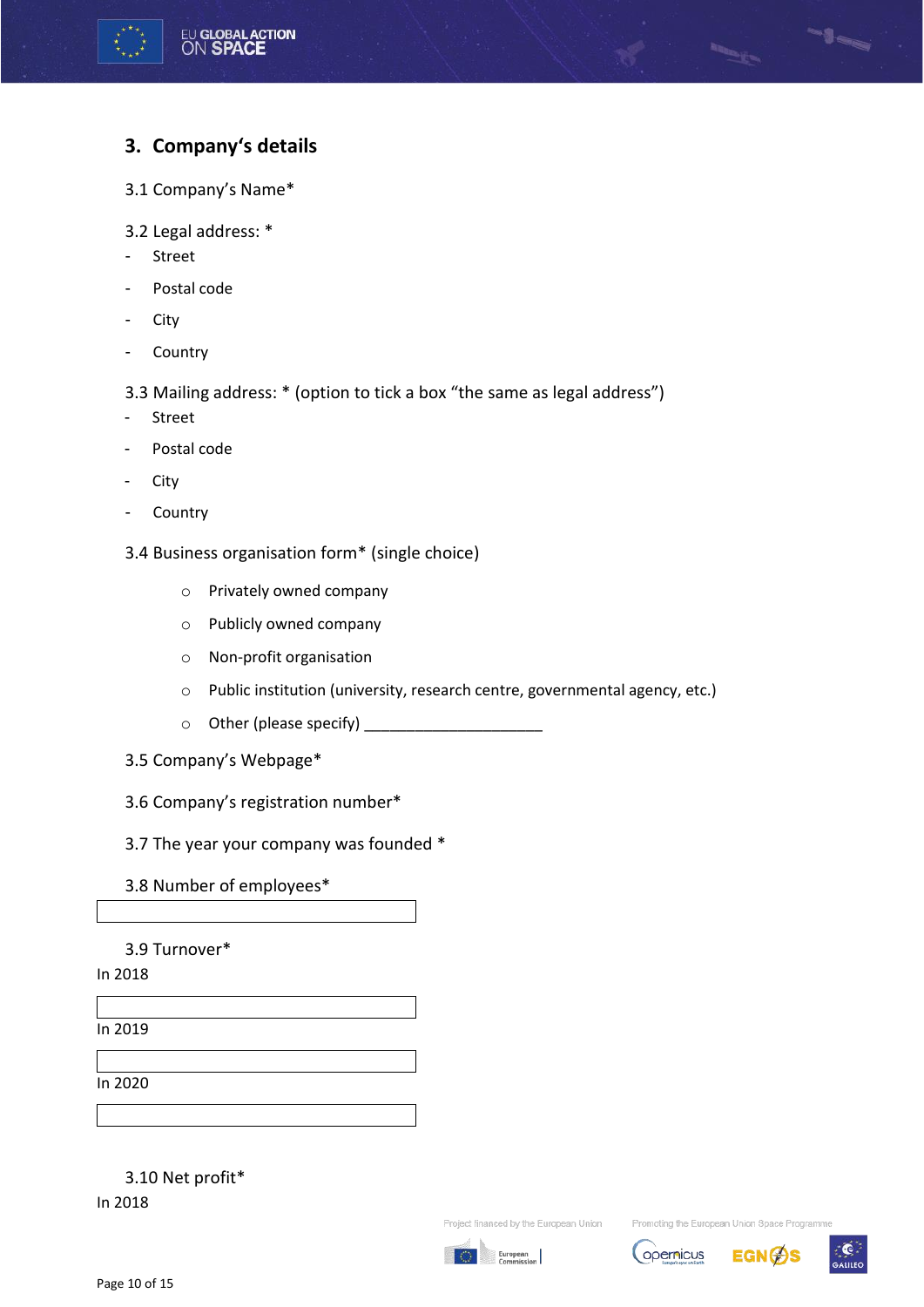## 3. Company's details

3.1 Company's Name*

3.2 Legal address: *

- Street
- Postal code
- City
- Country

3.3 Mailing address: * (option to tick a box "the same as legal address")

- Street
- Postal code
- City
- Country

3.4 Business organisation form* (single choice)

- ○ Privately owned company
- ○ Publicly owned company
- ○ Non-profit organisation
- ○ Public institution (university, research centre, governmental agency, etc.)
- ○ Other (please specify) ______________________

3.5 Company's Webpage*

3.6 Company's registration number*

3.7 The year your company was founded *

3.8 Number of employees*

3.9 Turnover*

In 2018

In 2019

In 2020

3.10 Net profit*

In 2018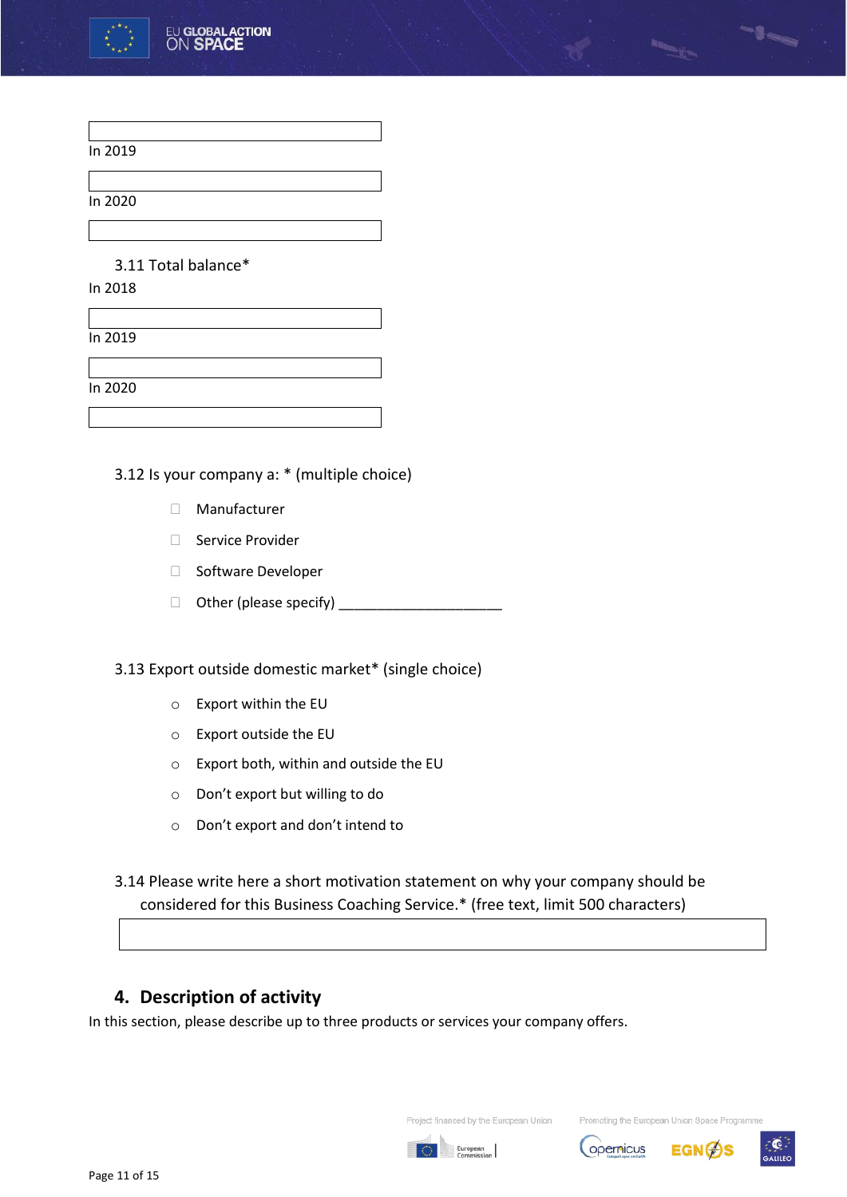In 2019

In 2020

### 3.11 Total balance*

In 2018

In 2019

In 2020

### 3.12 Is your company a: * (multiple choice)

- ☐ Manufacturer
- ☐ Service Provider
- ☐ Software Developer
- ☐ Other (please specify) ______________________

### 3.13 Export outside domestic market* (single choice)

- ○ Export within the EU
- ○ Export outside the EU
- ○ Export both, within and outside the EU
- ○ Don't export but willing to do
- ○ Don't export and don't intend to

### 3.14 Please write here a short motivation statement on why your company should be considered for this Business Coaching Service.* (free text, limit 500 characters)

## 4. Description of activity

In this section, please describe up to three products or services your company offers.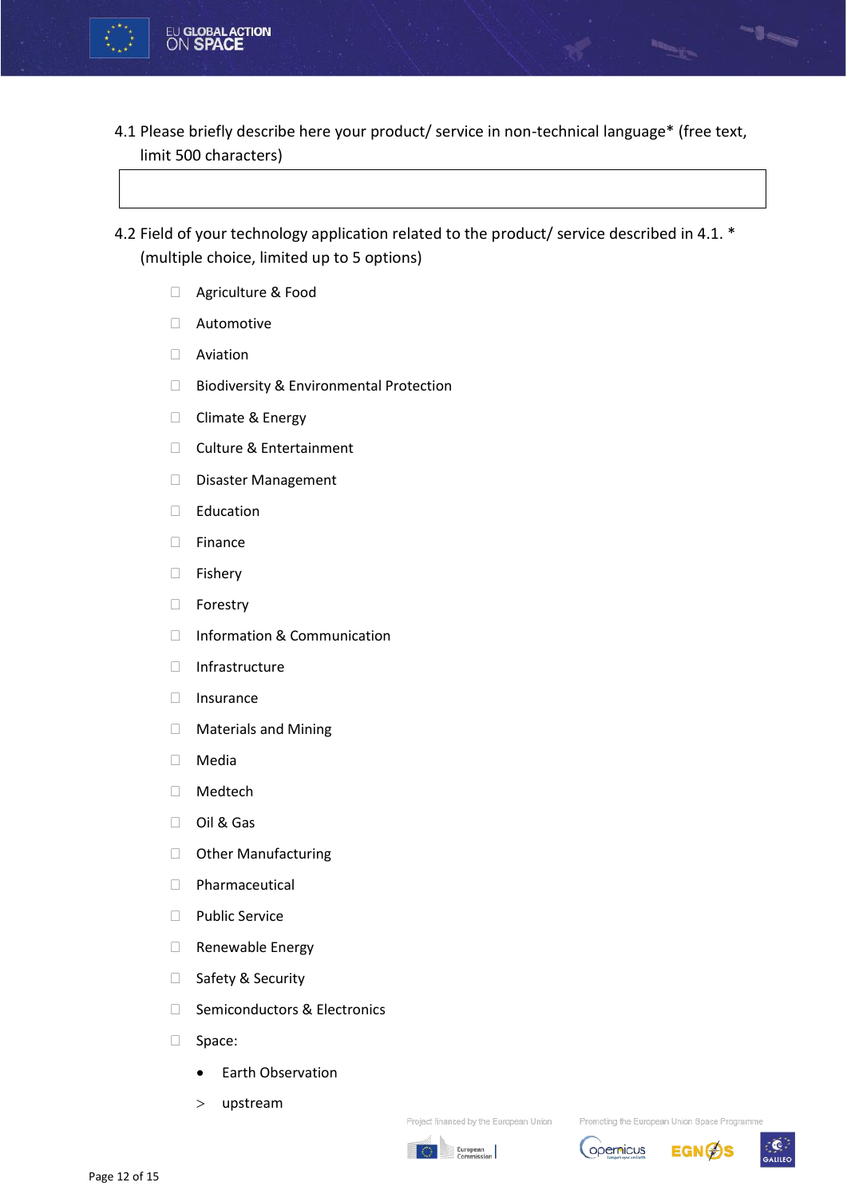4.1 Please briefly describe here your product/ service in non-technical language* (free text, limit 500 characters)

| |
|---|
| |

4.2 Field of your technology application related to the product/ service described in 4.1. * (multiple choice, limited up to 5 options)

- ☐ Agriculture & Food
- ☐ Automotive
- ☐ Aviation
- ☐ Biodiversity & Environmental Protection
- ☐ Climate & Energy
- ☐ Culture & Entertainment
- ☐ Disaster Management
- ☐ Education
- ☐ Finance
- ☐ Fishery
- ☐ Forestry
- ☐ Information & Communication
- ☐ Infrastructure
- ☐ Insurance
- ☐ Materials and Mining
- ☐ Media
- ☐ Medtech
- ☐ Oil & Gas
- ☐ Other Manufacturing
- ☐ Pharmaceutical
- ☐ Public Service
- ☐ Renewable Energy
- ☐ Safety & Security
- ☐ Semiconductors & Electronics
- ☐ Space:
  - Earth Observation
    - > upstream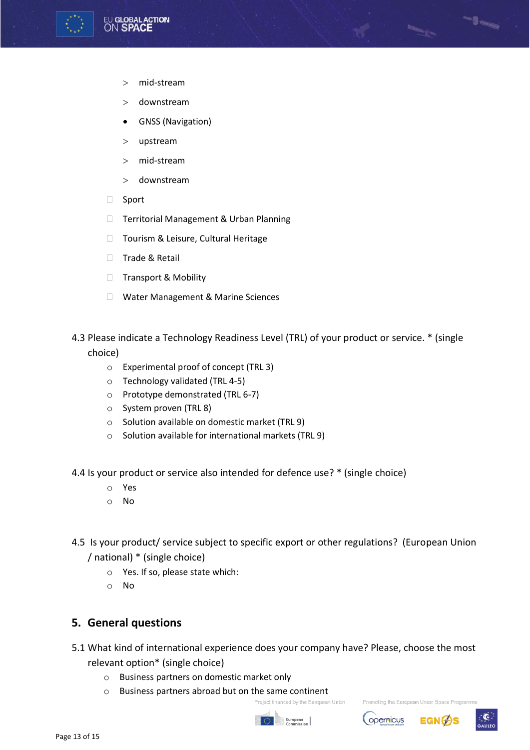- mid-stream
        - downstream
    - GNSS (Navigation)
        - upstream
        - mid-stream
        - downstream
- Sport
- Territorial Management & Urban Planning
- Tourism & Leisure, Cultural Heritage
- Trade & Retail
- Transport & Mobility
- Water Management & Marine Sciences

4.3 Please indicate a Technology Readiness Level (TRL) of your product or service. * (single choice)

- Experimental proof of concept (TRL 3)
- Technology validated (TRL 4-5)
- Prototype demonstrated (TRL 6-7)
- System proven (TRL 8)
- Solution available on domestic market (TRL 9)
- Solution available for international markets (TRL 9)

4.4 Is your product or service also intended for defence use? * (single choice)

- Yes
- No

4.5 Is your product/ service subject to specific export or other regulations? (European Union / national) * (single choice)

- Yes. If so, please state which:
- No

## 5. General questions

5.1 What kind of international experience does your company have? Please, choose the most relevant option* (single choice)

- Business partners on domestic market only
- Business partners abroad but on the same continent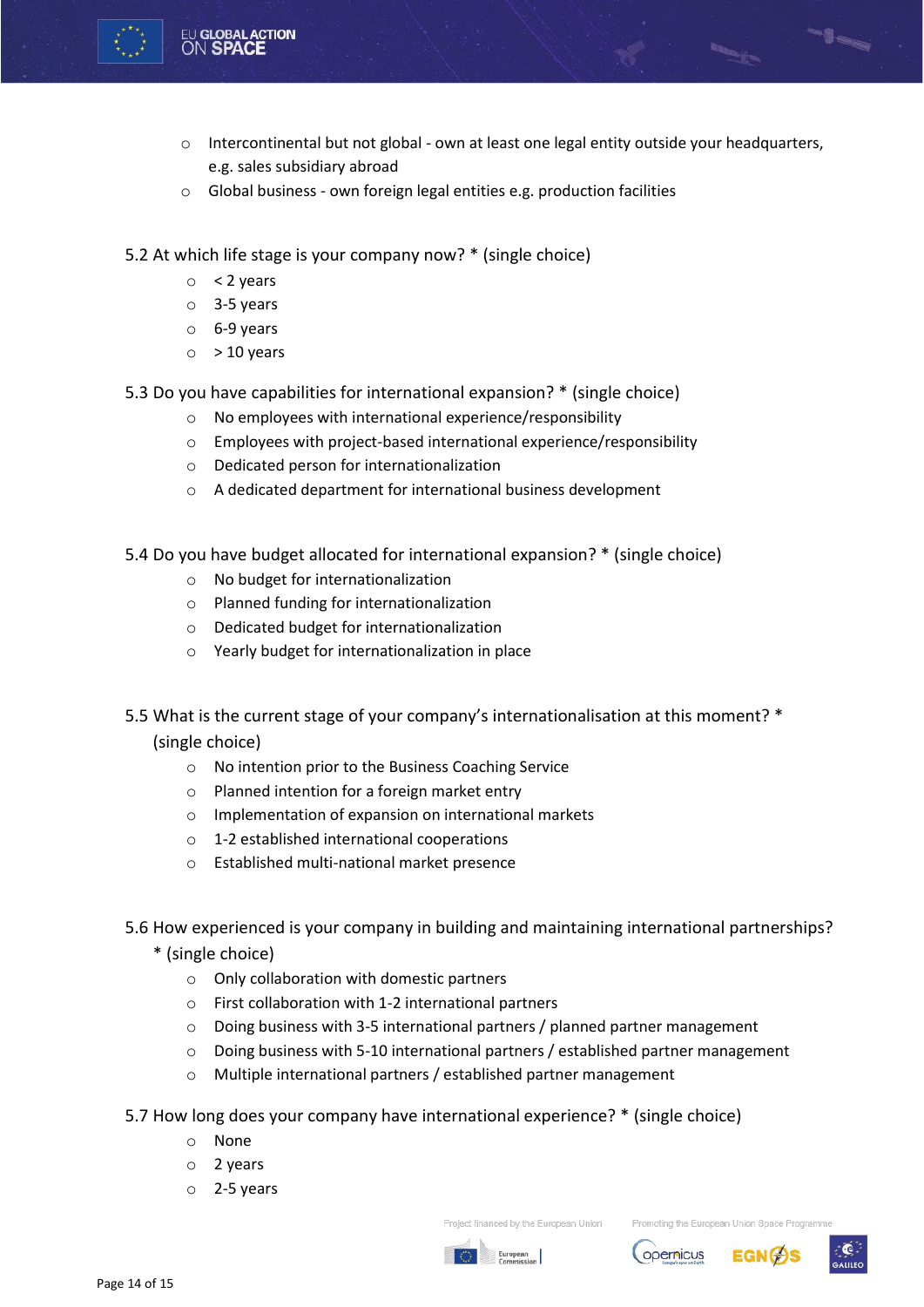- Intercontinental but not global - own at least one legal entity outside your headquarters, e.g. sales subsidiary abroad
- Global business - own foreign legal entities e.g. production facilities

5.2 At which life stage is your company now? * (single choice)

- < 2 years
- 3-5 years
- 6-9 years
- > 10 years

5.3 Do you have capabilities for international expansion? * (single choice)

- No employees with international experience/responsibility
- Employees with project-based international experience/responsibility
- Dedicated person for internationalization
- A dedicated department for international business development

5.4 Do you have budget allocated for international expansion? * (single choice)

- No budget for internationalization
- Planned funding for internationalization
- Dedicated budget for internationalization
- Yearly budget for internationalization in place

5.5 What is the current stage of your company's internationalisation at this moment? * (single choice)

- No intention prior to the Business Coaching Service
- Planned intention for a foreign market entry
- Implementation of expansion on international markets
- 1-2 established international cooperations
- Established multi-national market presence

5.6 How experienced is your company in building and maintaining international partnerships? * (single choice)

- Only collaboration with domestic partners
- First collaboration with 1-2 international partners
- Doing business with 3-5 international partners / planned partner management
- Doing business with 5-10 international partners / established partner management
- Multiple international partners / established partner management

5.7 How long does your company have international experience? * (single choice)

- None
- 2 years
- 2-5 years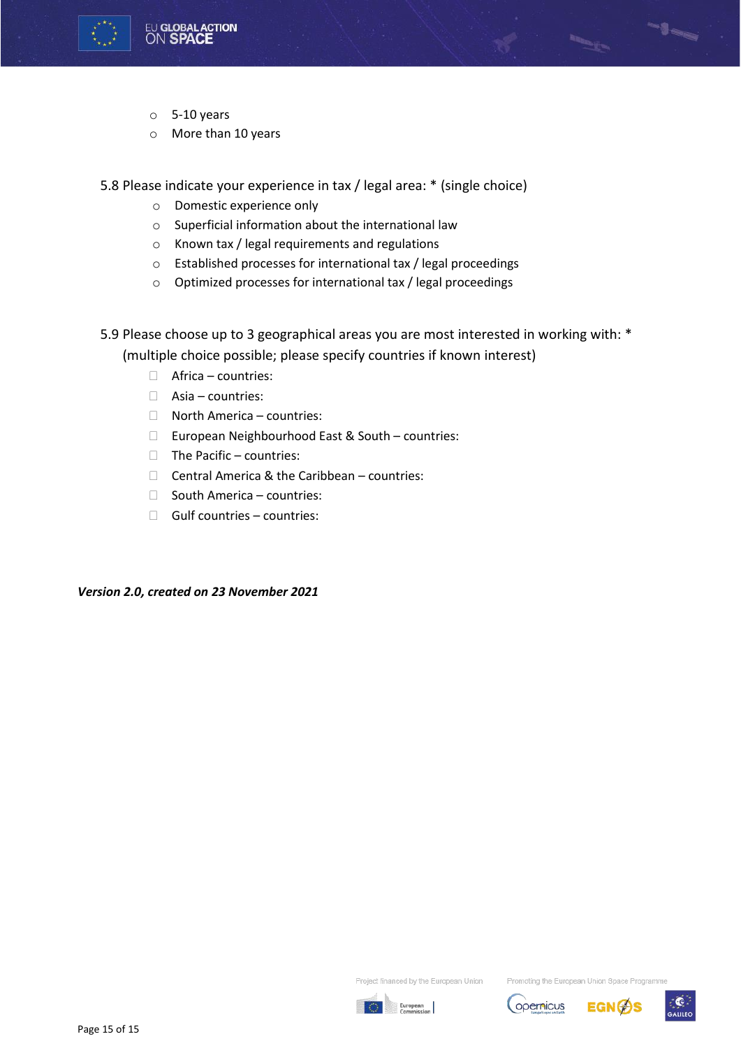- 5-10 years
- More than 10 years

5.8 Please indicate your experience in tax / legal area: * (single choice)

- Domestic experience only
- Superficial information about the international law
- Known tax / legal requirements and regulations
- Established processes for international tax / legal proceedings
- Optimized processes for international tax / legal proceedings

5.9 Please choose up to 3 geographical areas you are most interested in working with: * (multiple choice possible; please specify countries if known interest)

- [ ] Africa – countries:
- [ ] Asia – countries:
- [ ] North America – countries:
- [ ] European Neighbourhood East & South – countries:
- [ ] The Pacific – countries:
- [ ] Central America & the Caribbean – countries:
- [ ] South America – countries:
- [ ] Gulf countries – countries:

***Version 2.0, created on 23 November 2021***